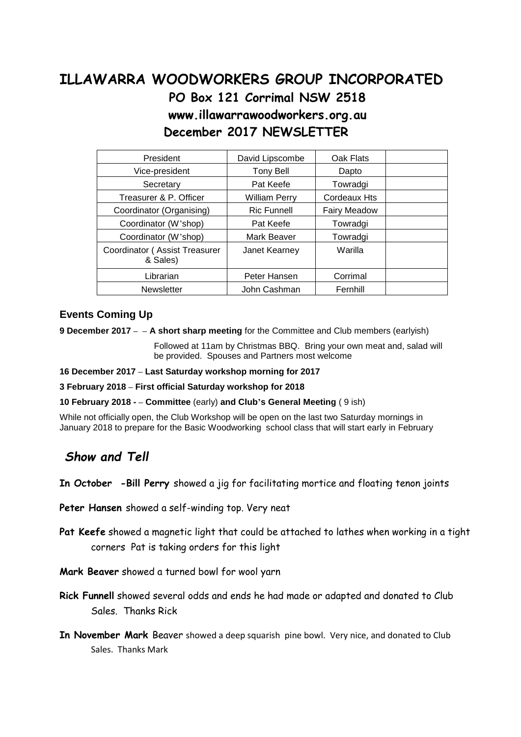# ILLAWARRA WOODWORKERS GROUP INCORPORATED

## PO Box 121 Corrimal NSW 2518

## www.illawarrawoodworkers.org.au

## December 2017 NEWSLETTER

| President | David Lipscombe | Oak Flats | |
|---|---|---|---|
| Vice-president | Tony Bell | Dapto | |
| Secretary | Pat Keefe | Towradgi | |
| Treasurer & P. Officer | William Perry | Cordeaux Hts | |
| Coordinator (Organising) | Ric Funnell | Fairy Meadow | |
| Coordinator (W'shop) | Pat Keefe | Towradgi | |
| Coordinator (W'shop) | Mark Beaver | Towradgi | |
| Coordinator ( Assist Treasurer & Sales) | Janet Kearney | Warilla | |
| Librarian | Peter Hansen | Corrimal | |
| Newsletter | John Cashman | Fernhill | |

### Events Coming Up

**9 December 2017** – – **A short sharp meeting** for the Committee and Club members (earlyish)

Followed at 11am by Christmas BBQ. Bring your own meat and, salad will be provided. Spouses and Partners most welcome

**16 December 2017** – **Last Saturday workshop morning for 2017**

**3 February 2018** – **First official Saturday workshop for 2018**

**10 February 2018 -** – **Committee** (early) **and Club's General Meeting** ( 9 ish)

While not officially open, the Club Workshop will be open on the last two Saturday mornings in January 2018 to prepare for the Basic Woodworking school class that will start early in February

## *Show and Tell*

**In October -Bill Perry** showed a jig for facilitating mortice and floating tenon joints

**Peter Hansen** showed a self-winding top. Very neat

**Pat Keefe** showed a magnetic light that could be attached to lathes when working in a tight corners Pat is taking orders for this light

**Mark Beaver** showed a turned bowl for wool yarn

**Rick Funnell** showed several odds and ends he had made or adapted and donated to Club Sales. Thanks Rick

**In November Mark** Beaver showed a deep squarish pine bowl. Very nice, and donated to Club Sales. Thanks Mark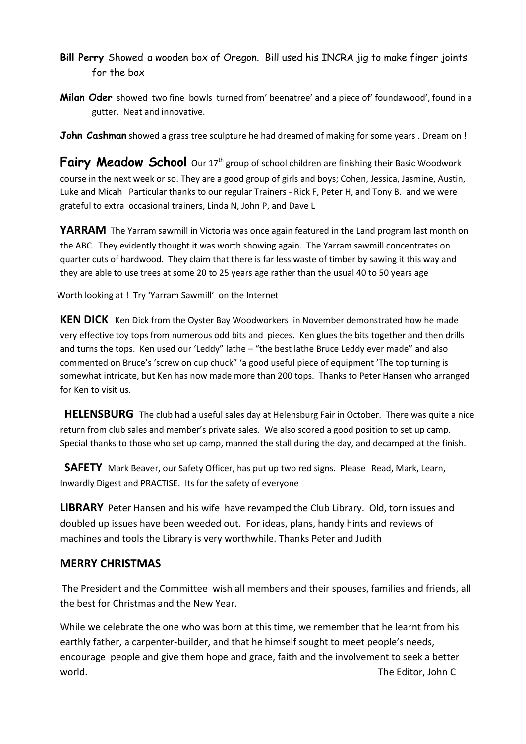**Bill Perry** Showed a wooden box of Oregon. Bill used his INCRA jig to make finger joints for the box

**Milan Oder** showed two fine bowls turned from' beenatree' and a piece of' foundawood', found in a gutter. Neat and innovative.

**John Cashman** showed a grass tree sculpture he had dreamed of making for some years . Dream on !

**Fairy Meadow School** Our 17th group of school children are finishing their Basic Woodwork course in the next week or so. They are a good group of girls and boys; Cohen, Jessica, Jasmine, Austin, Luke and Micah Particular thanks to our regular Trainers - Rick F, Peter H, and Tony B. and we were grateful to extra occasional trainers, Linda N, John P, and Dave L

**YARRAM** The Yarram sawmill in Victoria was once again featured in the Land program last month on the ABC. They evidently thought it was worth showing again. The Yarram sawmill concentrates on quarter cuts of hardwood. They claim that there is far less waste of timber by sawing it this way and they are able to use trees at some 20 to 25 years age rather than the usual 40 to 50 years age

Worth looking at ! Try 'Yarram Sawmill' on the Internet

**KEN DICK** Ken Dick from the Oyster Bay Woodworkers in November demonstrated how he made very effective toy tops from numerous odd bits and pieces. Ken glues the bits together and then drills and turns the tops. Ken used our 'Leddy" lathe – "the best lathe Bruce Leddy ever made" and also commented on Bruce's 'screw on cup chuck" 'a good useful piece of equipment 'The top turning is somewhat intricate, but Ken has now made more than 200 tops. Thanks to Peter Hansen who arranged for Ken to visit us.

**HELENSBURG** The club had a useful sales day at Helensburg Fair in October. There was quite a nice return from club sales and member's private sales. We also scored a good position to set up camp. Special thanks to those who set up camp, manned the stall during the day, and decamped at the finish.

**SAFETY** Mark Beaver, our Safety Officer, has put up two red signs. Please Read, Mark, Learn, Inwardly Digest and PRACTISE. Its for the safety of everyone

**LIBRARY** Peter Hansen and his wife have revamped the Club Library. Old, torn issues and doubled up issues have been weeded out. For ideas, plans, handy hints and reviews of machines and tools the Library is very worthwhile. Thanks Peter and Judith

## MERRY CHRISTMAS

The President and the Committee wish all members and their spouses, families and friends, all the best for Christmas and the New Year.

While we celebrate the one who was born at this time, we remember that he learnt from his earthly father, a carpenter-builder, and that he himself sought to meet people's needs, encourage people and give them hope and grace, faith and the involvement to seek a better world.

The Editor, John C